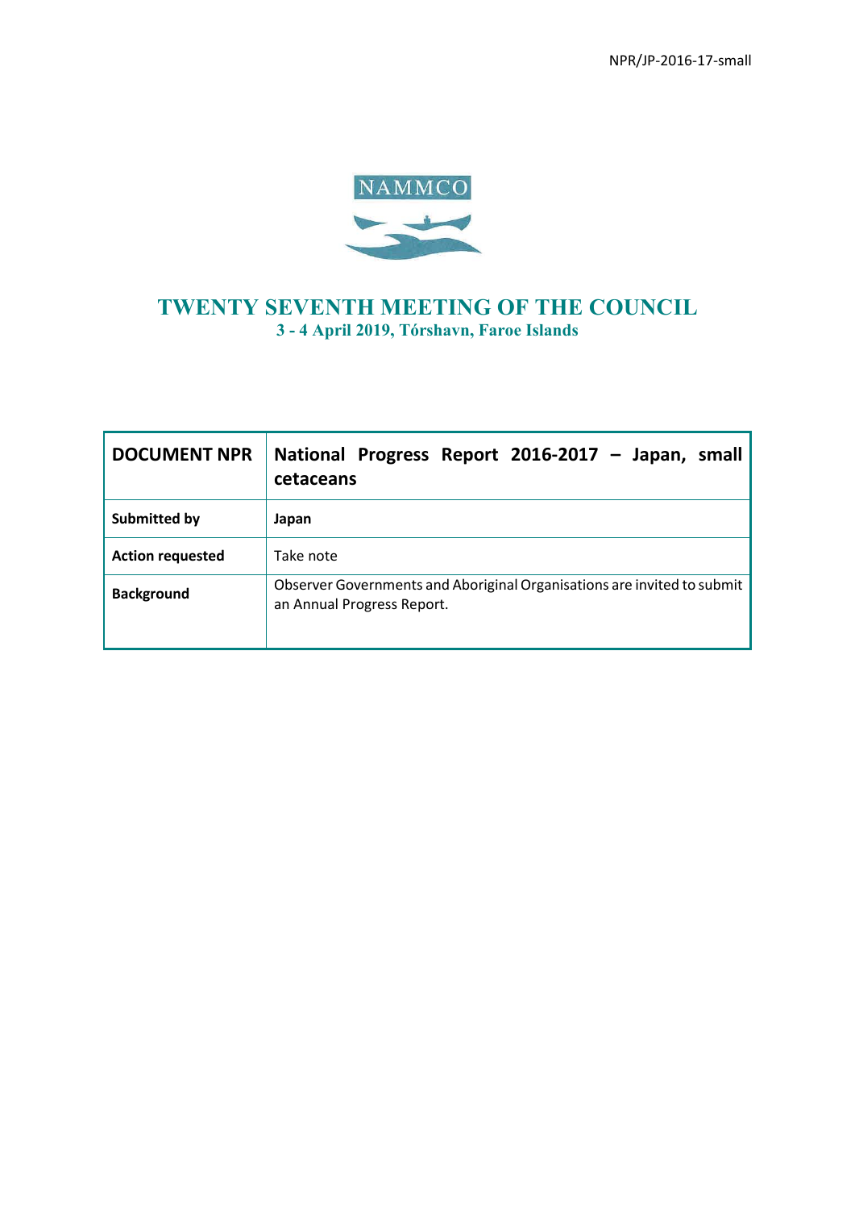NPR/JP-2016-17-small

NAMMCO

# TWENTY SEVENTH MEETING OF THE COUNCIL

**3 - 4 April 2019, Tórshavn, Faroe Islands**

| **DOCUMENT NPR** | **National Progress Report 2016-2017 – Japan, small cetaceans** |
|---|---|
| **Submitted by** | **Japan** |
| **Action requested** | Take note |
| **Background** | Observer Governments and Aboriginal Organisations are invited to submit an Annual Progress Report. |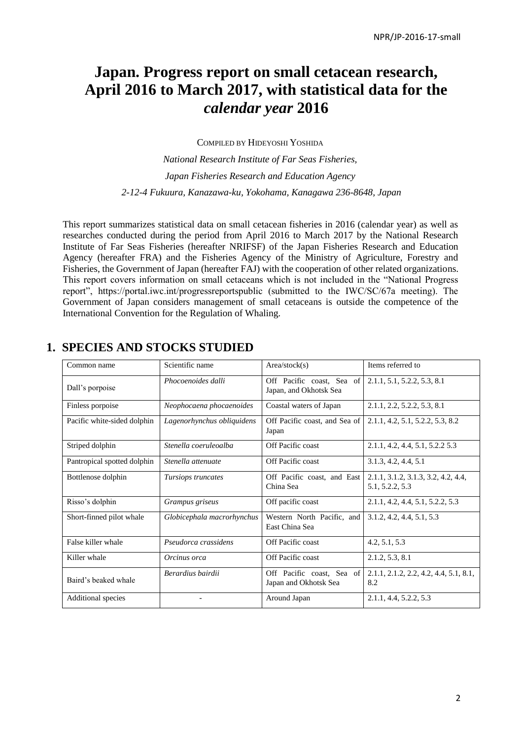# Japan. Progress report on small cetacean research, April 2016 to March 2017, with statistical data for the *calendar year* 2016

COMPILED BY HIDEYOSHI YOSHIDA

*National Research Institute of Far Seas Fisheries,*

*Japan Fisheries Research and Education Agency*

*2-12-4 Fukuura, Kanazawa-ku, Yokohama, Kanagawa 236-8648, Japan*

This report summarizes statistical data on small cetacean fisheries in 2016 (calendar year) as well as researches conducted during the period from April 2016 to March 2017 by the National Research Institute of Far Seas Fisheries (hereafter NRIFSF) of the Japan Fisheries Research and Education Agency (hereafter FRA) and the Fisheries Agency of the Ministry of Agriculture, Forestry and Fisheries, the Government of Japan (hereafter FAJ) with the cooperation of other related organizations. This report covers information on small cetaceans which is not included in the "National Progress report", https://portal.iwc.int/progressreportspublic (submitted to the IWC/SC/67a meeting). The Government of Japan considers management of small cetaceans is outside the competence of the International Convention for the Regulation of Whaling.

## 1. SPECIES AND STOCKS STUDIED

| Common name | Scientific name | Area/stock(s) | Items referred to |
|---|---|---|---|
| Dall's porpoise | *Phocoenoides dalli* | Off Pacific coast, Sea of Japan, and Okhotsk Sea | 2.1.1, 5.1, 5.2.2, 5.3, 8.1 |
| Finless porpoise | *Neophocaena phocaenoides* | Coastal waters of Japan | 2.1.1, 2.2, 5.2.2, 5.3, 8.1 |
| Pacific white-sided dolphin | *Lagenorhynchus obliquidens* | Off Pacific coast, and Sea of Japan | 2.1.1, 4.2, 5.1, 5.2.2, 5.3, 8.2 |
| Striped dolphin | *Stenella coeruleoalba* | Off Pacific coast | 2.1.1, 4.2, 4.4, 5.1, 5.2.2 5.3 |
| Pantropical spotted dolphin | *Stenella attenuate* | Off Pacific coast | 3.1.3, 4.2, 4.4, 5.1 |
| Bottlenose dolphin | *Tursiops truncates* | Off Pacific coast, and East China Sea | 2.1.1, 3.1.2, 3.1.3, 3.2, 4.2, 4.4, 5.1, 5.2.2, 5.3 |
| Risso's dolphin | *Grampus griseus* | Off pacific coast | 2.1.1, 4.2, 4.4, 5.1, 5.2.2, 5.3 |
| Short-finned pilot whale | *Globicephala macrorhynchus* | Western North Pacific, and East China Sea | 3.1.2, 4.2, 4.4, 5.1, 5.3 |
| False killer whale | *Pseudorca crassidens* | Off Pacific coast | 4.2, 5.1, 5.3 |
| Killer whale | *Orcinus orca* | Off Pacific coast | 2.1.2, 5.3, 8.1 |
| Baird's beaked whale | *Berardius bairdii* | Off Pacific coast, Sea of Japan and Okhotsk Sea | 2.1.1, 2.1.2, 2.2, 4.2, 4.4, 5.1, 8.1, 8.2 |
| Additional species | - | Around Japan | 2.1.1, 4.4, 5.2.2, 5.3 |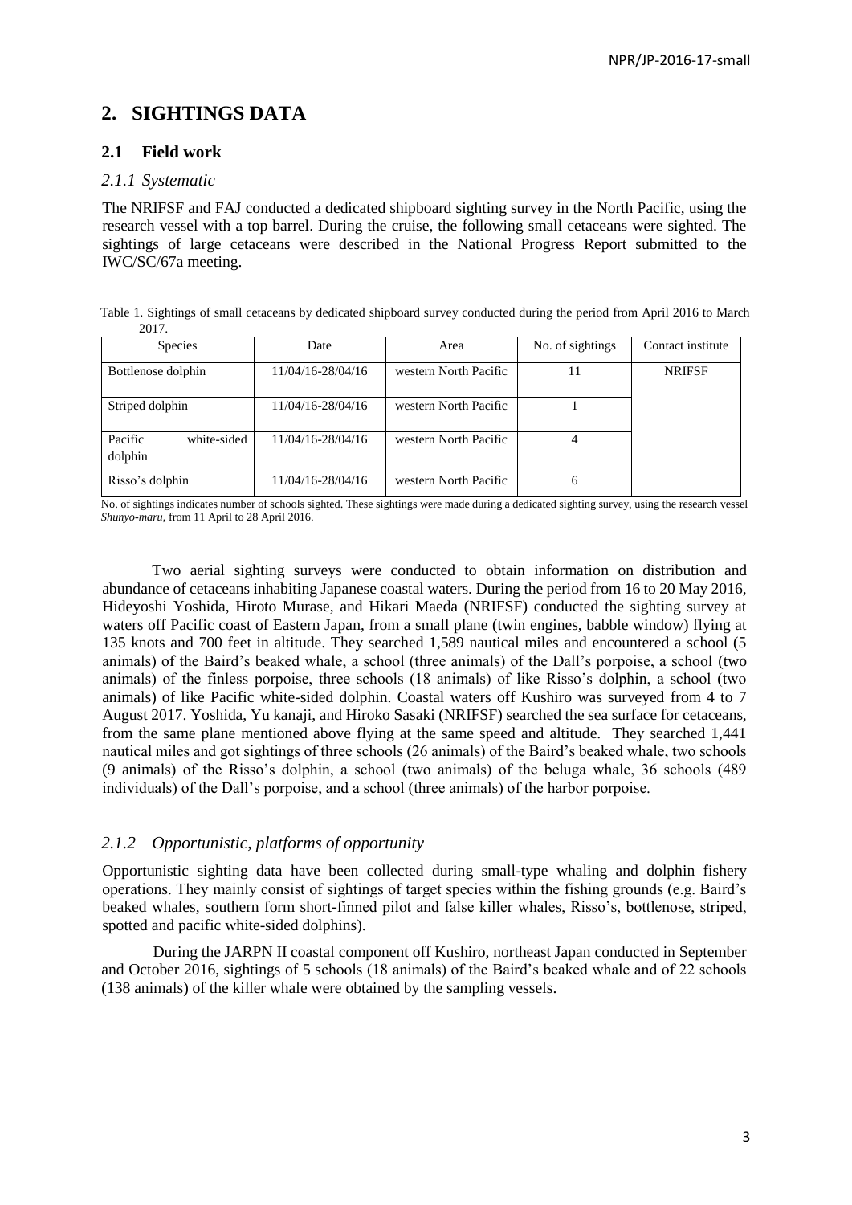## 2. SIGHTINGS DATA

### 2.1 Field work

#### *2.1.1 Systematic*

The NRIFSF and FAJ conducted a dedicated shipboard sighting survey in the North Pacific, using the research vessel with a top barrel. During the cruise, the following small cetaceans were sighted. The sightings of large cetaceans were described in the National Progress Report submitted to the IWC/SC/67a meeting.

Table 1. Sightings of small cetaceans by dedicated shipboard survey conducted during the period from April 2016 to March 2017.

| Species | Date | Area | No. of sightings | Contact institute |
|---|---|---|---|---|
| Bottlenose dolphin | 11/04/16-28/04/16 | western North Pacific | 11 | NRIFSF |
| Striped dolphin | 11/04/16-28/04/16 | western North Pacific | 1 | |
| Pacific white-sided dolphin | 11/04/16-28/04/16 | western North Pacific | 4 | |
| Risso's dolphin | 11/04/16-28/04/16 | western North Pacific | 6 | |

No. of sightings indicates number of schools sighted. These sightings were made during a dedicated sighting survey, using the research vessel *Shunyo-maru*, from 11 April to 28 April 2016.

Two aerial sighting surveys were conducted to obtain information on distribution and abundance of cetaceans inhabiting Japanese coastal waters. During the period from 16 to 20 May 2016, Hideyoshi Yoshida, Hiroto Murase, and Hikari Maeda (NRIFSF) conducted the sighting survey at waters off Pacific coast of Eastern Japan, from a small plane (twin engines, babble window) flying at 135 knots and 700 feet in altitude. They searched 1,589 nautical miles and encountered a school (5 animals) of the Baird's beaked whale, a school (three animals) of the Dall's porpoise, a school (two animals) of the finless porpoise, three schools (18 animals) of like Risso's dolphin, a school (two animals) of like Pacific white-sided dolphin. Coastal waters off Kushiro was surveyed from 4 to 7 August 2017. Yoshida, Yu kanaji, and Hiroko Sasaki (NRIFSF) searched the sea surface for cetaceans, from the same plane mentioned above flying at the same speed and altitude. They searched 1,441 nautical miles and got sightings of three schools (26 animals) of the Baird's beaked whale, two schools (9 animals) of the Risso's dolphin, a school (two animals) of the beluga whale, 36 schools (489 individuals) of the Dall's porpoise, and a school (three animals) of the harbor porpoise.

#### *2.1.2 Opportunistic, platforms of opportunity*

Opportunistic sighting data have been collected during small-type whaling and dolphin fishery operations. They mainly consist of sightings of target species within the fishing grounds (e.g. Baird's beaked whales, southern form short-finned pilot and false killer whales, Risso's, bottlenose, striped, spotted and pacific white-sided dolphins).

During the JARPN II coastal component off Kushiro, northeast Japan conducted in September and October 2016, sightings of 5 schools (18 animals) of the Baird's beaked whale and of 22 schools (138 animals) of the killer whale were obtained by the sampling vessels.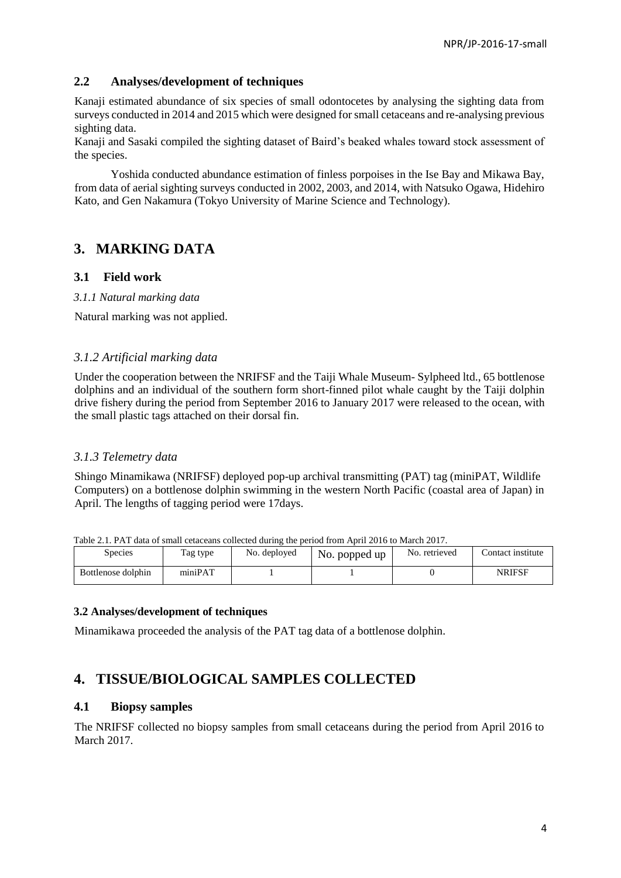## 2.2 Analyses/development of techniques

Kanaji estimated abundance of six species of small odontocetes by analysing the sighting data from surveys conducted in 2014 and 2015 which were designed for small cetaceans and re-analysing previous sighting data.
Kanaji and Sasaki compiled the sighting dataset of Baird's beaked whales toward stock assessment of the species.

Yoshida conducted abundance estimation of finless porpoises in the Ise Bay and Mikawa Bay, from data of aerial sighting surveys conducted in 2002, 2003, and 2014, with Natsuko Ogawa, Hidehiro Kato, and Gen Nakamura (Tokyo University of Marine Science and Technology).

# 3. MARKING DATA

## 3.1 Field work

### *3.1.1 Natural marking data*

Natural marking was not applied.

### *3.1.2 Artificial marking data*

Under the cooperation between the NRIFSF and the Taiji Whale Museum- Sylpheed ltd., 65 bottlenose dolphins and an individual of the southern form short-finned pilot whale caught by the Taiji dolphin drive fishery during the period from September 2016 to January 2017 were released to the ocean, with the small plastic tags attached on their dorsal fin.

### *3.1.3 Telemetry data*

Shingo Minamikawa (NRIFSF) deployed pop-up archival transmitting (PAT) tag (miniPAT, Wildlife Computers) on a bottlenose dolphin swimming in the western North Pacific (coastal area of Japan) in April. The lengths of tagging period were 17days.

Table 2.1. PAT data of small cetaceans collected during the period from April 2016 to March 2017.

| Species | Tag type | No. deployed | No. popped up | No. retrieved | Contact institute |
|---|---|---|---|---|---|
| Bottlenose dolphin | miniPAT | 1 | 1 | 0 | NRIFSF |

### 3.2 Analyses/development of techniques

Minamikawa proceeded the analysis of the PAT tag data of a bottlenose dolphin.

# 4. TISSUE/BIOLOGICAL SAMPLES COLLECTED

## 4.1 Biopsy samples

The NRIFSF collected no biopsy samples from small cetaceans during the period from April 2016 to March 2017.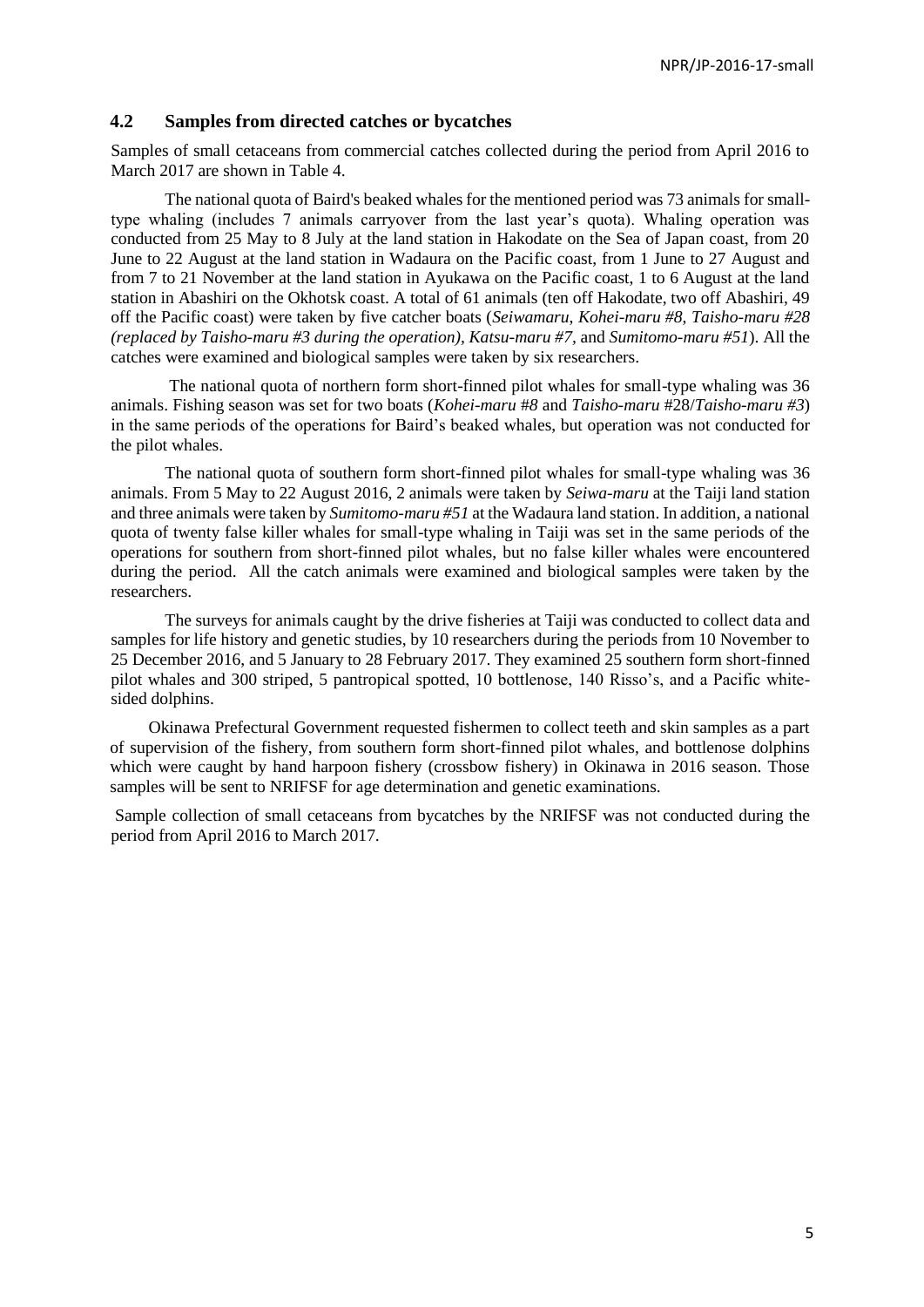## 4.2 Samples from directed catches or bycatches

Samples of small cetaceans from commercial catches collected during the period from April 2016 to March 2017 are shown in Table 4.

The national quota of Baird's beaked whales for the mentioned period was 73 animals for small-type whaling (includes 7 animals carryover from the last year's quota). Whaling operation was conducted from 25 May to 8 July at the land station in Hakodate on the Sea of Japan coast, from 20 June to 22 August at the land station in Wadaura on the Pacific coast, from 1 June to 27 August and from 7 to 21 November at the land station in Ayukawa on the Pacific coast, 1 to 6 August at the land station in Abashiri on the Okhotsk coast. A total of 61 animals (ten off Hakodate, two off Abashiri, 49 off the Pacific coast) were taken by five catcher boats (*Seiwamaru*, *Kohei-maru #8*, *Taisho-maru #28 (replaced by Taisho-maru #3 during the operation)*, *Katsu-maru #7*, and *Sumitomo-maru #51*). All the catches were examined and biological samples were taken by six researchers.

The national quota of northern form short-finned pilot whales for small-type whaling was 36 animals. Fishing season was set for two boats (*Kohei-maru #8* and *Taisho-maru* #28/*Taisho-maru #3*) in the same periods of the operations for Baird's beaked whales, but operation was not conducted for the pilot whales.

The national quota of southern form short-finned pilot whales for small-type whaling was 36 animals. From 5 May to 22 August 2016, 2 animals were taken by *Seiwa-maru* at the Taiji land station and three animals were taken by *Sumitomo-maru #51* at the Wadaura land station. In addition, a national quota of twenty false killer whales for small-type whaling in Taiji was set in the same periods of the operations for southern from short-finned pilot whales, but no false killer whales were encountered during the period. All the catch animals were examined and biological samples were taken by the researchers.

The surveys for animals caught by the drive fisheries at Taiji was conducted to collect data and samples for life history and genetic studies, by 10 researchers during the periods from 10 November to 25 December 2016, and 5 January to 28 February 2017. They examined 25 southern form short-finned pilot whales and 300 striped, 5 pantropical spotted, 10 bottlenose, 140 Risso's, and a Pacific white-sided dolphins.

Okinawa Prefectural Government requested fishermen to collect teeth and skin samples as a part of supervision of the fishery, from southern form short-finned pilot whales, and bottlenose dolphins which were caught by hand harpoon fishery (crossbow fishery) in Okinawa in 2016 season. Those samples will be sent to NRIFSF for age determination and genetic examinations.

Sample collection of small cetaceans from bycatches by the NRIFSF was not conducted during the period from April 2016 to March 2017.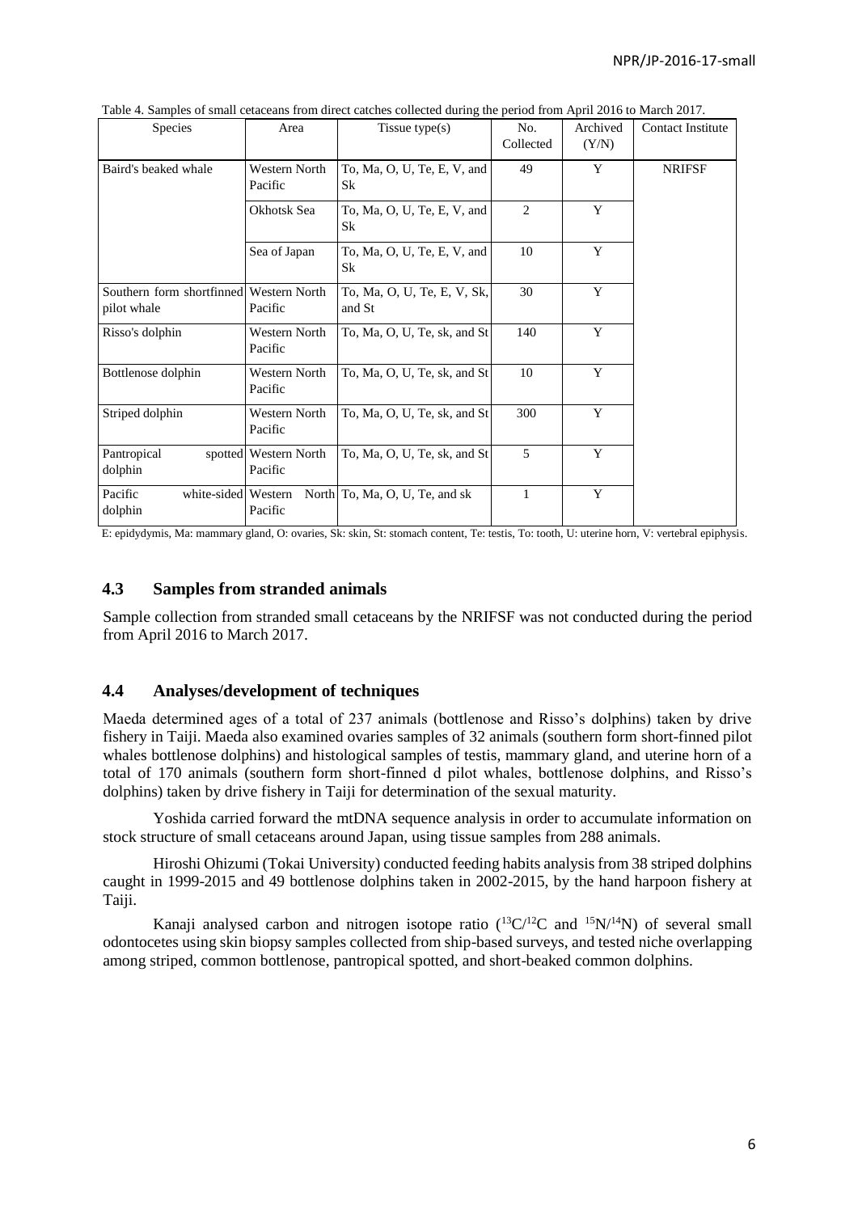Table 4. Samples of small cetaceans from direct catches collected during the period from April 2016 to March 2017.

| Species | Area | Tissue type(s) | No. Collected | Archived (Y/N) | Contact Institute |
|---|---|---|---|---|---|
| Baird's beaked whale | Western North Pacific | To, Ma, O, U, Te, E, V, and Sk | 49 | Y | NRIFSF |
| | Okhotsk Sea | To, Ma, O, U, Te, E, V, and Sk | 2 | Y | |
| | Sea of Japan | To, Ma, O, U, Te, E, V, and Sk | 10 | Y | |
| Southern form shortfinned pilot whale | Western North Pacific | To, Ma, O, U, Te, E, V, Sk, and St | 30 | Y | |
| Risso's dolphin | Western North Pacific | To, Ma, O, U, Te, sk, and St | 140 | Y | |
| Bottlenose dolphin | Western North Pacific | To, Ma, O, U, Te, sk, and St | 10 | Y | |
| Striped dolphin | Western North Pacific | To, Ma, O, U, Te, sk, and St | 300 | Y | |
| Pantropical spotted dolphin | Western North Pacific | To, Ma, O, U, Te, sk, and St | 5 | Y | |
| Pacific white-sided dolphin | Western North Pacific | To, Ma, O, U, Te, and sk | 1 | Y | |

E: epidydymis, Ma: mammary gland, O: ovaries, Sk: skin, St: stomach content, Te: testis, To: tooth, U: uterine horn, V: vertebral epiphysis.

### 4.3 Samples from stranded animals

Sample collection from stranded small cetaceans by the NRIFSF was not conducted during the period from April 2016 to March 2017.

### 4.4 Analyses/development of techniques

Maeda determined ages of a total of 237 animals (bottlenose and Risso's dolphins) taken by drive fishery in Taiji. Maeda also examined ovaries samples of 32 animals (southern form short-finned pilot whales bottlenose dolphins) and histological samples of testis, mammary gland, and uterine horn of a total of 170 animals (southern form short-finned d pilot whales, bottlenose dolphins, and Risso's dolphins) taken by drive fishery in Taiji for determination of the sexual maturity.

Yoshida carried forward the mtDNA sequence analysis in order to accumulate information on stock structure of small cetaceans around Japan, using tissue samples from 288 animals.

Hiroshi Ohizumi (Tokai University) conducted feeding habits analysis from 38 striped dolphins caught in 1999-2015 and 49 bottlenose dolphins taken in 2002-2015, by the hand harpoon fishery at Taiji.

Kanaji analysed carbon and nitrogen isotope ratio ($^{13}C/^{12}C$ and $^{15}N/^{14}N$) of several small odontocetes using skin biopsy samples collected from ship-based surveys, and tested niche overlapping among striped, common bottlenose, pantropical spotted, and short-beaked common dolphins.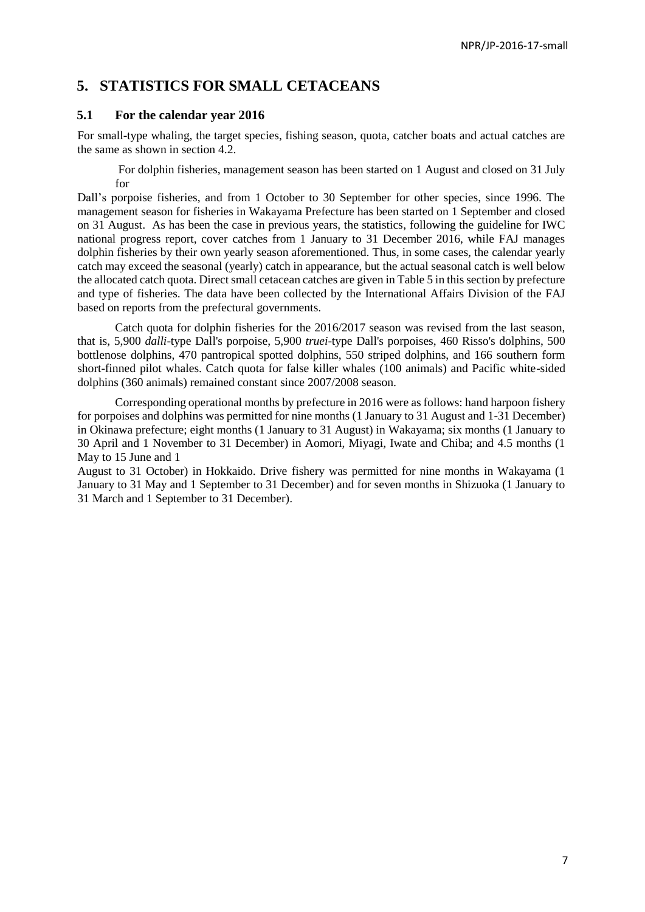# 5. STATISTICS FOR SMALL CETACEANS

## 5.1 For the calendar year 2016

For small-type whaling, the target species, fishing season, quota, catcher boats and actual catches are the same as shown in section 4.2.

For dolphin fisheries, management season has been started on 1 August and closed on 31 July for Dall's porpoise fisheries, and from 1 October to 30 September for other species, since 1996. The management season for fisheries in Wakayama Prefecture has been started on 1 September and closed on 31 August. As has been the case in previous years, the statistics, following the guideline for IWC national progress report, cover catches from 1 January to 31 December 2016, while FAJ manages dolphin fisheries by their own yearly season aforementioned. Thus, in some cases, the calendar yearly catch may exceed the seasonal (yearly) catch in appearance, but the actual seasonal catch is well below the allocated catch quota. Direct small cetacean catches are given in Table 5 in this section by prefecture and type of fisheries. The data have been collected by the International Affairs Division of the FAJ based on reports from the prefectural governments.

Catch quota for dolphin fisheries for the 2016/2017 season was revised from the last season, that is, 5,900 *dalli*-type Dall's porpoise, 5,900 *truei*-type Dall's porpoises, 460 Risso's dolphins, 500 bottlenose dolphins, 470 pantropical spotted dolphins, 550 striped dolphins, and 166 southern form short-finned pilot whales. Catch quota for false killer whales (100 animals) and Pacific white-sided dolphins (360 animals) remained constant since 2007/2008 season.

Corresponding operational months by prefecture in 2016 were as follows: hand harpoon fishery for porpoises and dolphins was permitted for nine months (1 January to 31 August and 1-31 December) in Okinawa prefecture; eight months (1 January to 31 August) in Wakayama; six months (1 January to 30 April and 1 November to 31 December) in Aomori, Miyagi, Iwate and Chiba; and 4.5 months (1 May to 15 June and 1 August to 31 October) in Hokkaido. Drive fishery was permitted for nine months in Wakayama (1 January to 31 May and 1 September to 31 December) and for seven months in Shizuoka (1 January to 31 March and 1 September to 31 December).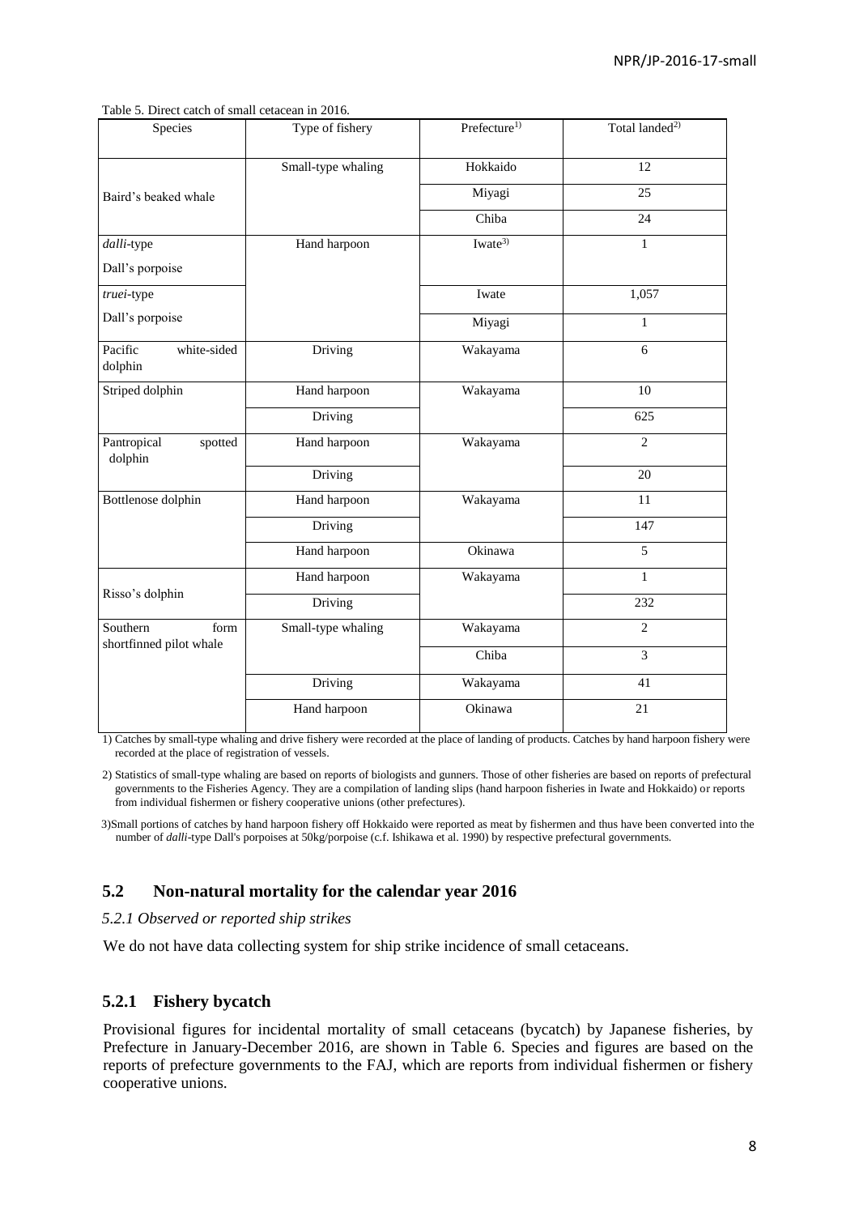Table 5. Direct catch of small cetacean in 2016.

| Species | Type of fishery | Prefecture[1)] | Total landed[2)] |
|---|---|---|---|
| Baird's beaked whale | Small-type whaling | Hokkaido | 12 |
| | | Miyagi | 25 |
| | | Chiba | 24 |
| *dalli*-type Dall's porpoise | Hand harpoon | Iwate[3)] | 1 |
| *truei*-type Dall's porpoise | | Iwate | 1,057 |
| | | Miyagi | 1 |
| Pacific white-sided dolphin | Driving | Wakayama | 6 |
| Striped dolphin | Hand harpoon | Wakayama | 10 |
| | Driving | | 625 |
| Pantropical spotted dolphin | Hand harpoon | Wakayama | 2 |
| | Driving | | 20 |
| Bottlenose dolphin | Hand harpoon | Wakayama | 11 |
| | Driving | | 147 |
| | Hand harpoon | Okinawa | 5 |
| Risso's dolphin | Hand harpoon | Wakayama | 1 |
| | Driving | | 232 |
| Southern form shortfinned pilot whale | Small-type whaling | Wakayama | 2 |
| | | Chiba | 3 |
| | Driving | Wakayama | 41 |
| | Hand harpoon | Okinawa | 21 |

1) Catches by small-type whaling and drive fishery were recorded at the place of landing of products. Catches by hand harpoon fishery were recorded at the place of registration of vessels.

2) Statistics of small-type whaling are based on reports of biologists and gunners. Those of other fisheries are based on reports of prefectural governments to the Fisheries Agency. They are a compilation of landing slips (hand harpoon fisheries in Iwate and Hokkaido) or reports from individual fishermen or fishery cooperative unions (other prefectures).

3)Small portions of catches by hand harpoon fishery off Hokkaido were reported as meat by fishermen and thus have been converted into the number of *dalli*-type Dall's porpoises at 50kg/porpoise (c.f. Ishikawa et al. 1990) by respective prefectural governments.

## 5.2 Non-natural mortality for the calendar year 2016

*5.2.1 Observed or reported ship strikes*

We do not have data collecting system for ship strike incidence of small cetaceans.

## 5.2.1 Fishery bycatch

Provisional figures for incidental mortality of small cetaceans (bycatch) by Japanese fisheries, by Prefecture in January-December 2016, are shown in Table 6. Species and figures are based on the reports of prefecture governments to the FAJ, which are reports from individual fishermen or fishery cooperative unions.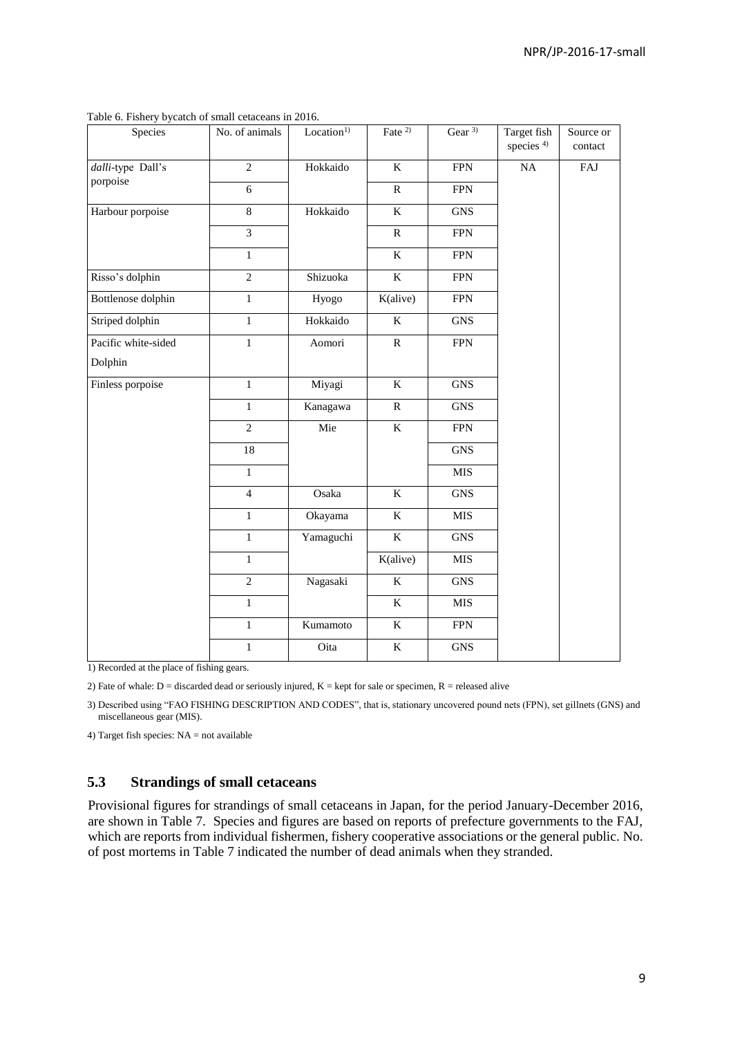Table 6. Fishery bycatch of small cetaceans in 2016.

| Species | No. of animals | Location[1)] | Fate [2)] | Gear [3)] | Target fish species [4)] | Source or contact |
|---|---|---|---|---|---|---|
| *dalli*-type Dall's porpoise | 2 | Hokkaido | K | FPN | NA | FAJ |
| | 6 | | R | FPN | | |
| Harbour porpoise | 8 | Hokkaido | K | GNS | | |
| | 3 | | R | FPN | | |
| | 1 | | K | FPN | | |
| Risso's dolphin | 2 | Shizuoka | K | FPN | | |
| Bottlenose dolphin | 1 | Hyogo | K(alive) | FPN | | |
| Striped dolphin | 1 | Hokkaido | K | GNS | | |
| Pacific white-sided Dolphin | 1 | Aomori | R | FPN | | |
| Finless porpoise | 1 | Miyagi | K | GNS | | |
| | 1 | Kanagawa | R | GNS | | |
| | 2 | Mie | K | FPN | | |
| | 18 | | | GNS | | |
| | 1 | | | MIS | | |
| | 4 | Osaka | K | GNS | | |
| | 1 | Okayama | K | MIS | | |
| | 1 | Yamaguchi | K | GNS | | |
| | 1 | | K(alive) | MIS | | |
| | 2 | Nagasaki | K | GNS | | |
| | 1 | | K | MIS | | |
| | 1 | Kumamoto | K | FPN | | |
| | 1 | Oita | K | GNS | | |

1) Recorded at the place of fishing gears.

2) Fate of whale: D = discarded dead or seriously injured, K = kept for sale or specimen, R = released alive

3) Described using "FAO FISHING DESCRIPTION AND CODES", that is, stationary uncovered pound nets (FPN), set gillnets (GNS) and miscellaneous gear (MIS).

4) Target fish species: NA = not available

## 5.3 Strandings of small cetaceans

Provisional figures for strandings of small cetaceans in Japan, for the period January-December 2016, are shown in Table 7. Species and figures are based on reports of prefecture governments to the FAJ, which are reports from individual fishermen, fishery cooperative associations or the general public. No. of post mortems in Table 7 indicated the number of dead animals when they stranded.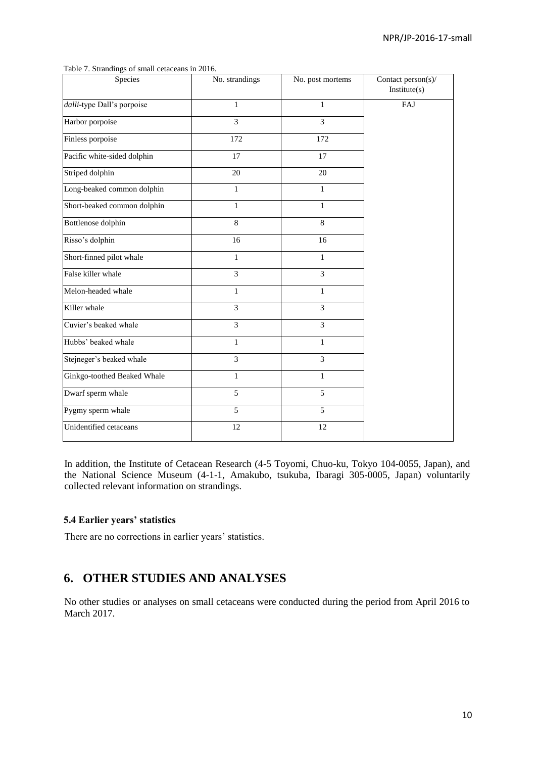Table 7. Strandings of small cetaceans in 2016.

| Species | No. strandings | No. post mortems | Contact person(s)/ Institute(s) |
|---|---|---|---|
| *dalli*-type Dall's porpoise | 1 | 1 | FAJ |
| Harbor porpoise | 3 | 3 | |
| Finless porpoise | 172 | 172 | |
| Pacific white-sided dolphin | 17 | 17 | |
| Striped dolphin | 20 | 20 | |
| Long-beaked common dolphin | 1 | 1 | |
| Short-beaked common dolphin | 1 | 1 | |
| Bottlenose dolphin | 8 | 8 | |
| Risso's dolphin | 16 | 16 | |
| Short-finned pilot whale | 1 | 1 | |
| False killer whale | 3 | 3 | |
| Melon-headed whale | 1 | 1 | |
| Killer whale | 3 | 3 | |
| Cuvier's beaked whale | 3 | 3 | |
| Hubbs' beaked whale | 1 | 1 | |
| Stejneger's beaked whale | 3 | 3 | |
| Ginkgo-toothed Beaked Whale | 1 | 1 | |
| Dwarf sperm whale | 5 | 5 | |
| Pygmy sperm whale | 5 | 5 | |
| Unidentified cetaceans | 12 | 12 | |

In addition, the Institute of Cetacean Research (4-5 Toyomi, Chuo-ku, Tokyo 104-0055, Japan), and the National Science Museum (4-1-1, Amakubo, tsukuba, Ibaragi 305-0005, Japan) voluntarily collected relevant information on strandings.

### 5.4 Earlier years' statistics

There are no corrections in earlier years' statistics.

## 6. OTHER STUDIES AND ANALYSES

No other studies or analyses on small cetaceans were conducted during the period from April 2016 to March 2017.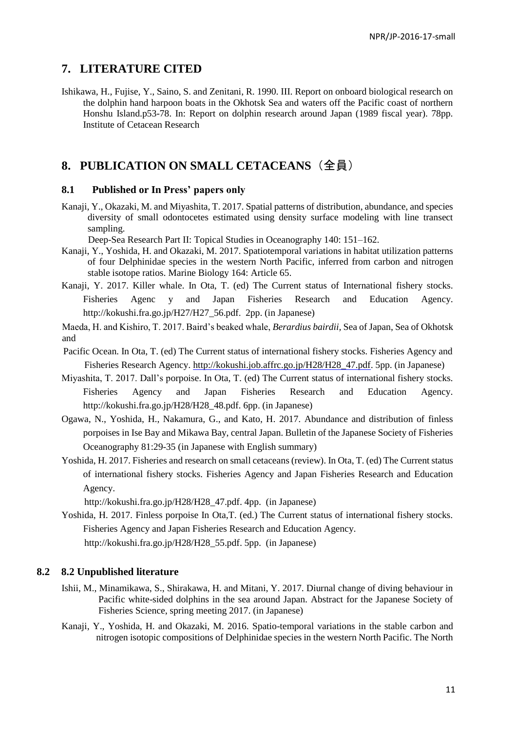## 7. LITERATURE CITED

Ishikawa, H., Fujise, Y., Saino, S. and Zenitani, R. 1990. III. Report on onboard biological research on the dolphin hand harpoon boats in the Okhotsk Sea and waters off the Pacific coast of northern Honshu Island.p53-78. In: Report on dolphin research around Japan (1989 fiscal year). 78pp. Institute of Cetacean Research

## 8. PUBLICATION ON SMALL CETACEANS（全員）

### 8.1 Published or In Press' papers only

Kanaji, Y., Okazaki, M. and Miyashita, T. 2017. Spatial patterns of distribution, abundance, and species diversity of small odontocetes estimated using density surface modeling with line transect sampling.
Deep-Sea Research Part II: Topical Studies in Oceanography 140: 151–162.

Kanaji, Y., Yoshida, H. and Okazaki, M. 2017. Spatiotemporal variations in habitat utilization patterns of four Delphinidae species in the western North Pacific, inferred from carbon and nitrogen stable isotope ratios. Marine Biology 164: Article 65.

Kanaji, Y. 2017. Killer whale. In Ota, T. (ed) The Current status of International fishery stocks. Fisheries Agenc y and Japan Fisheries Research and Education Agency. http://kokushi.fra.go.jp/H27/H27_56.pdf. 2pp. (in Japanese)

Maeda, H. and Kishiro, T. 2017. Baird's beaked whale, *Berardius bairdii*, Sea of Japan, Sea of Okhotsk and

Pacific Ocean. In Ota, T. (ed) The Current status of international fishery stocks. Fisheries Agency and Fisheries Research Agency. http://kokushi.job.affrc.go.jp/H28/H28_47.pdf. 5pp. (in Japanese)

Miyashita, T. 2017. Dall's porpoise. In Ota, T. (ed) The Current status of international fishery stocks. Fisheries Agency and Japan Fisheries Research and Education Agency. http://kokushi.fra.go.jp/H28/H28_48.pdf. 6pp. (in Japanese)

Ogawa, N., Yoshida, H., Nakamura, G., and Kato, H. 2017. Abundance and distribution of finless porpoises in Ise Bay and Mikawa Bay, central Japan. Bulletin of the Japanese Society of Fisheries Oceanography 81:29-35 (in Japanese with English summary)

Yoshida, H. 2017. Fisheries and research on small cetaceans (review). In Ota, T. (ed) The Current status of international fishery stocks. Fisheries Agency and Japan Fisheries Research and Education Agency.
http://kokushi.fra.go.jp/H28/H28_47.pdf. 4pp. (in Japanese)

Yoshida, H. 2017. Finless porpoise In Ota,T. (ed.) The Current status of international fishery stocks. Fisheries Agency and Japan Fisheries Research and Education Agency.
http://kokushi.fra.go.jp/H28/H28_55.pdf. 5pp. (in Japanese)

### 8.2 8.2 Unpublished literature

Ishii, M., Minamikawa, S., Shirakawa, H. and Mitani, Y. 2017. Diurnal change of diving behaviour in Pacific white-sided dolphins in the sea around Japan. Abstract for the Japanese Society of Fisheries Science, spring meeting 2017. (in Japanese)

Kanaji, Y., Yoshida, H. and Okazaki, M. 2016. Spatio-temporal variations in the stable carbon and nitrogen isotopic compositions of Delphinidae species in the western North Pacific. The North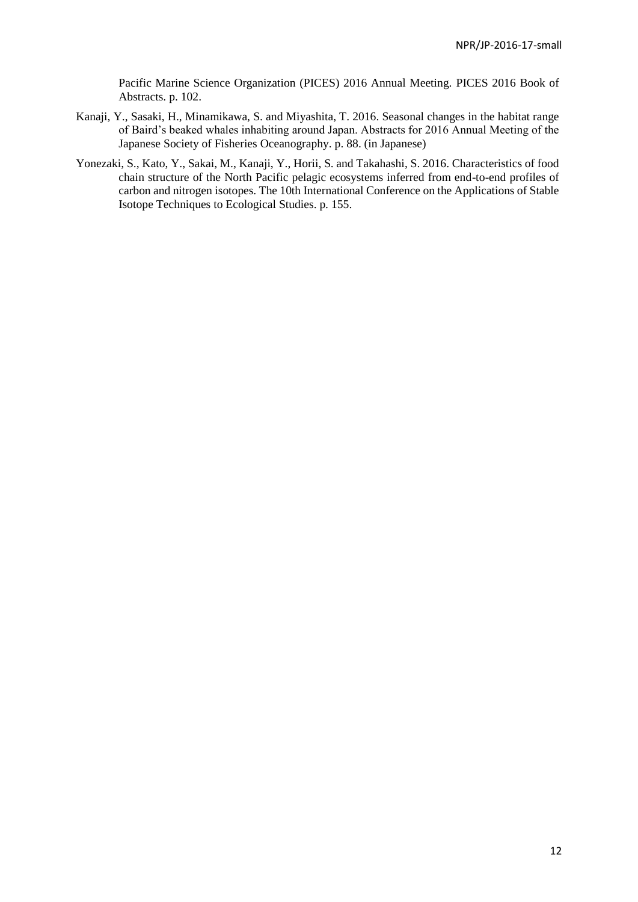Pacific Marine Science Organization (PICES) 2016 Annual Meeting. PICES 2016 Book of Abstracts. p. 102.

Kanaji, Y., Sasaki, H., Minamikawa, S. and Miyashita, T. 2016. Seasonal changes in the habitat range of Baird's beaked whales inhabiting around Japan. Abstracts for 2016 Annual Meeting of the Japanese Society of Fisheries Oceanography. p. 88. (in Japanese)

Yonezaki, S., Kato, Y., Sakai, M., Kanaji, Y., Horii, S. and Takahashi, S. 2016. Characteristics of food chain structure of the North Pacific pelagic ecosystems inferred from end-to-end profiles of carbon and nitrogen isotopes. The 10th International Conference on the Applications of Stable Isotope Techniques to Ecological Studies. p. 155.